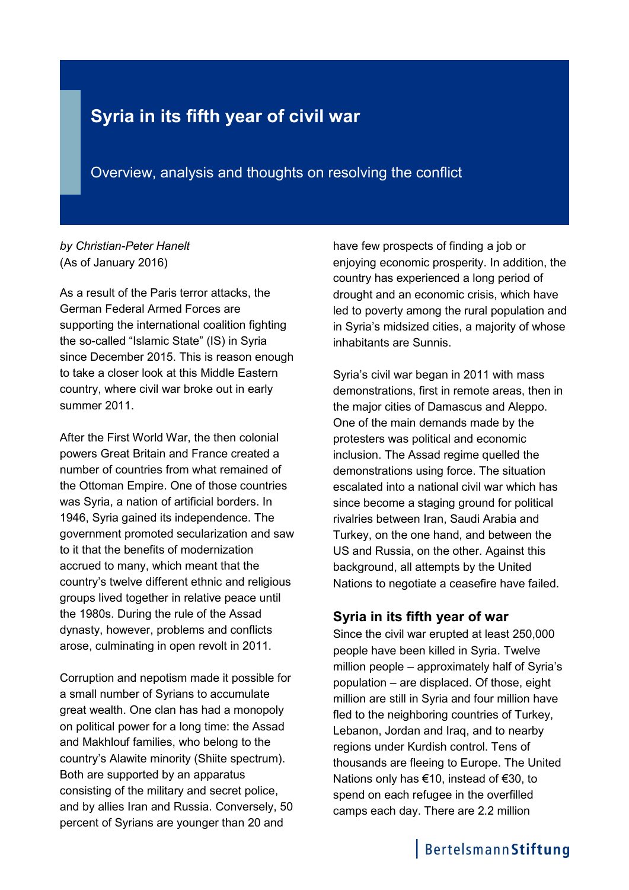# Syria in its fifth year of civil war

Overview, analysis and thoughts on resolving the conflict

*by Christian-Peter Hanelt*
(As of January 2016)

As a result of the Paris terror attacks, the German Federal Armed Forces are supporting the international coalition fighting the so-called "Islamic State" (IS) in Syria since December 2015. This is reason enough to take a closer look at this Middle Eastern country, where civil war broke out in early summer 2011.

After the First World War, the then colonial powers Great Britain and France created a number of countries from what remained of the Ottoman Empire. One of those countries was Syria, a nation of artificial borders. In 1946, Syria gained its independence. The government promoted secularization and saw to it that the benefits of modernization accrued to many, which meant that the country's twelve different ethnic and religious groups lived together in relative peace until the 1980s. During the rule of the Assad dynasty, however, problems and conflicts arose, culminating in open revolt in 2011.

Corruption and nepotism made it possible for a small number of Syrians to accumulate great wealth. One clan has had a monopoly on political power for a long time: the Assad and Makhlouf families, who belong to the country's Alawite minority (Shiite spectrum). Both are supported by an apparatus consisting of the military and secret police, and by allies Iran and Russia. Conversely, 50 percent of Syrians are younger than 20 and have few prospects of finding a job or enjoying economic prosperity. In addition, the country has experienced a long period of drought and an economic crisis, which have led to poverty among the rural population and in Syria's midsized cities, a majority of whose inhabitants are Sunnis.

Syria's civil war began in 2011 with mass demonstrations, first in remote areas, then in the major cities of Damascus and Aleppo. One of the main demands made by the protesters was political and economic inclusion. The Assad regime quelled the demonstrations using force. The situation escalated into a national civil war which has since become a staging ground for political rivalries between Iran, Saudi Arabia and Turkey, on the one hand, and between the US and Russia, on the other. Against this background, all attempts by the United Nations to negotiate a ceasefire have failed.

## Syria in its fifth year of war

Since the civil war erupted at least 250,000 people have been killed in Syria. Twelve million people – approximately half of Syria's population – are displaced. Of those, eight million are still in Syria and four million have fled to the neighboring countries of Turkey, Lebanon, Jordan and Iraq, and to nearby regions under Kurdish control. Tens of thousands are fleeing to Europe. The United Nations only has €10, instead of €30, to spend on each refugee in the overfilled camps each day. There are 2.2 million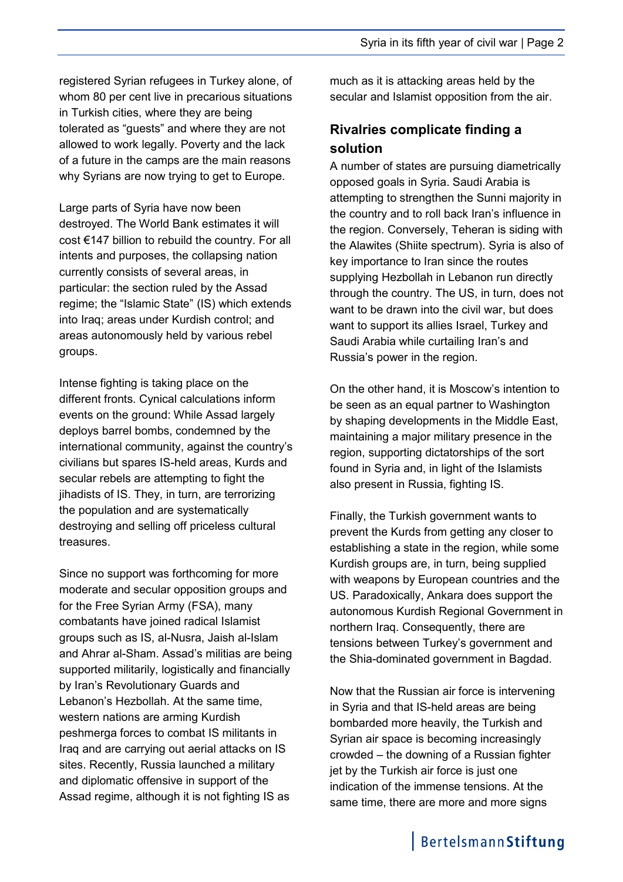registered Syrian refugees in Turkey alone, of whom 80 per cent live in precarious situations in Turkish cities, where they are being tolerated as "guests" and where they are not allowed to work legally. Poverty and the lack of a future in the camps are the main reasons why Syrians are now trying to get to Europe.

Large parts of Syria have now been destroyed. The World Bank estimates it will cost €147 billion to rebuild the country. For all intents and purposes, the collapsing nation currently consists of several areas, in particular: the section ruled by the Assad regime; the "Islamic State" (IS) which extends into Iraq; areas under Kurdish control; and areas autonomously held by various rebel groups.

Intense fighting is taking place on the different fronts. Cynical calculations inform events on the ground: While Assad largely deploys barrel bombs, condemned by the international community, against the country's civilians but spares IS-held areas, Kurds and secular rebels are attempting to fight the jihadists of IS. They, in turn, are terrorizing the population and are systematically destroying and selling off priceless cultural treasures.

Since no support was forthcoming for more moderate and secular opposition groups and for the Free Syrian Army (FSA), many combatants have joined radical Islamist groups such as IS, al-Nusra, Jaish al-Islam and Ahrar al-Sham. Assad's militias are being supported militarily, logistically and financially by Iran's Revolutionary Guards and Lebanon's Hezbollah. At the same time, western nations are arming Kurdish peshmerga forces to combat IS militants in Iraq and are carrying out aerial attacks on IS sites. Recently, Russia launched a military and diplomatic offensive in support of the Assad regime, although it is not fighting IS as much as it is attacking areas held by the secular and Islamist opposition from the air.

## Rivalries complicate finding a solution

A number of states are pursuing diametrically opposed goals in Syria. Saudi Arabia is attempting to strengthen the Sunni majority in the country and to roll back Iran's influence in the region. Conversely, Teheran is siding with the Alawites (Shiite spectrum). Syria is also of key importance to Iran since the routes supplying Hezbollah in Lebanon run directly through the country. The US, in turn, does not want to be drawn into the civil war, but does want to support its allies Israel, Turkey and Saudi Arabia while curtailing Iran's and Russia's power in the region.

On the other hand, it is Moscow's intention to be seen as an equal partner to Washington by shaping developments in the Middle East, maintaining a major military presence in the region, supporting dictatorships of the sort found in Syria and, in light of the Islamists also present in Russia, fighting IS.

Finally, the Turkish government wants to prevent the Kurds from getting any closer to establishing a state in the region, while some Kurdish groups are, in turn, being supplied with weapons by European countries and the US. Paradoxically, Ankara does support the autonomous Kurdish Regional Government in northern Iraq. Consequently, there are tensions between Turkey's government and the Shia-dominated government in Bagdad.

Now that the Russian air force is intervening in Syria and that IS-held areas are being bombarded more heavily, the Turkish and Syrian air space is becoming increasingly crowded – the downing of a Russian fighter jet by the Turkish air force is just one indication of the immense tensions. At the same time, there are more and more signs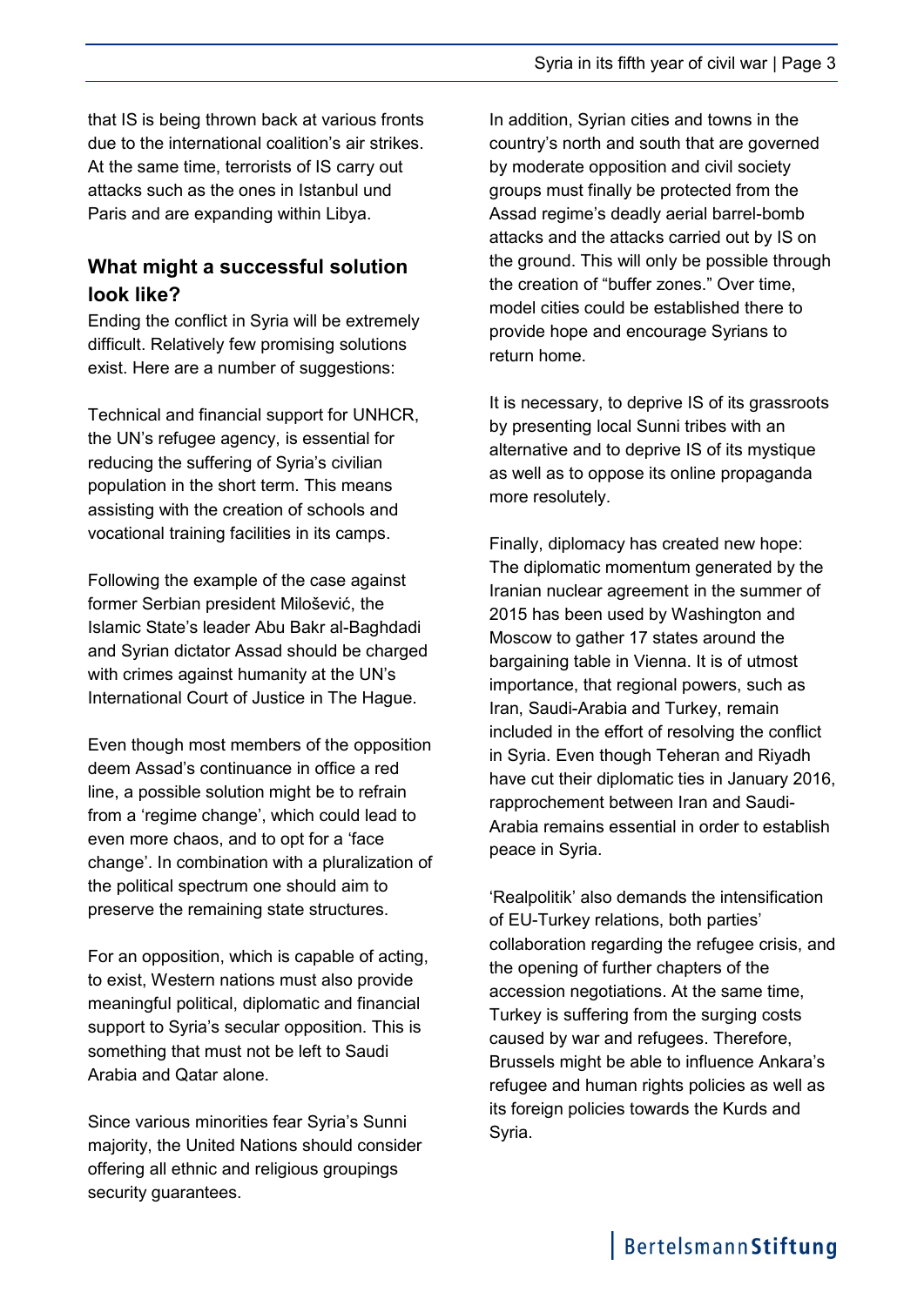that IS is being thrown back at various fronts due to the international coalition's air strikes. At the same time, terrorists of IS carry out attacks such as the ones in Istanbul und Paris and are expanding within Libya.

## What might a successful solution look like?

Ending the conflict in Syria will be extremely difficult. Relatively few promising solutions exist. Here are a number of suggestions:

Technical and financial support for UNHCR, the UN's refugee agency, is essential for reducing the suffering of Syria's civilian population in the short term. This means assisting with the creation of schools and vocational training facilities in its camps.

Following the example of the case against former Serbian president Milošević, the Islamic State's leader Abu Bakr al-Baghdadi and Syrian dictator Assad should be charged with crimes against humanity at the UN's International Court of Justice in The Hague.

Even though most members of the opposition deem Assad's continuance in office a red line, a possible solution might be to refrain from a 'regime change', which could lead to even more chaos, and to opt for a 'face change'. In combination with a pluralization of the political spectrum one should aim to preserve the remaining state structures.

For an opposition, which is capable of acting, to exist, Western nations must also provide meaningful political, diplomatic and financial support to Syria's secular opposition. This is something that must not be left to Saudi Arabia and Qatar alone.

Since various minorities fear Syria's Sunni majority, the United Nations should consider offering all ethnic and religious groupings security guarantees.

In addition, Syrian cities and towns in the country's north and south that are governed by moderate opposition and civil society groups must finally be protected from the Assad regime's deadly aerial barrel-bomb attacks and the attacks carried out by IS on the ground. This will only be possible through the creation of "buffer zones." Over time, model cities could be established there to provide hope and encourage Syrians to return home.

It is necessary, to deprive IS of its grassroots by presenting local Sunni tribes with an alternative and to deprive IS of its mystique as well as to oppose its online propaganda more resolutely.

Finally, diplomacy has created new hope: The diplomatic momentum generated by the Iranian nuclear agreement in the summer of 2015 has been used by Washington and Moscow to gather 17 states around the bargaining table in Vienna. It is of utmost importance, that regional powers, such as Iran, Saudi-Arabia and Turkey, remain included in the effort of resolving the conflict in Syria. Even though Teheran and Riyadh have cut their diplomatic ties in January 2016, rapprochement between Iran and Saudi-Arabia remains essential in order to establish peace in Syria.

'Realpolitik' also demands the intensification of EU-Turkey relations, both parties' collaboration regarding the refugee crisis, and the opening of further chapters of the accession negotiations. At the same time, Turkey is suffering from the surging costs caused by war and refugees. Therefore, Brussels might be able to influence Ankara's refugee and human rights policies as well as its foreign policies towards the Kurds and Syria.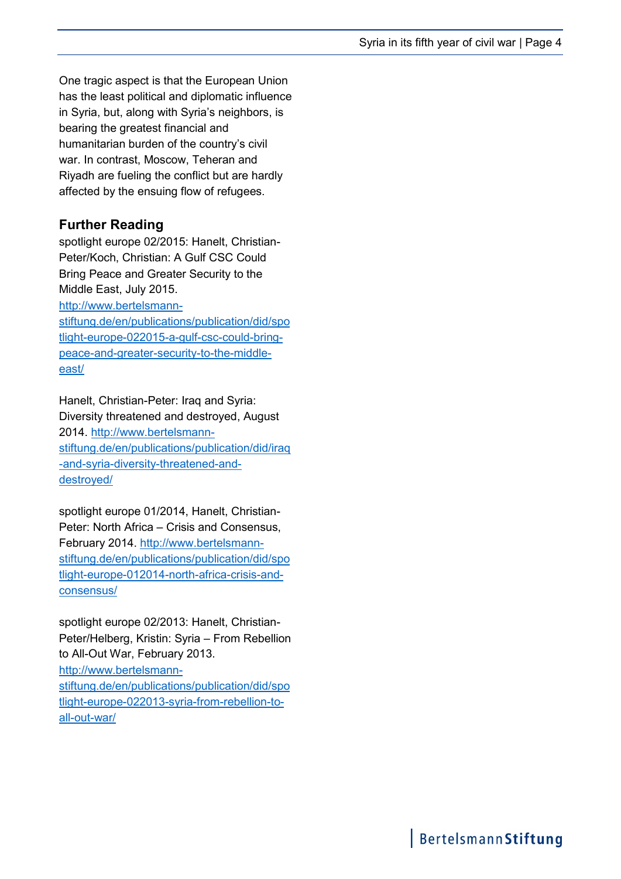One tragic aspect is that the European Union has the least political and diplomatic influence in Syria, but, along with Syria's neighbors, is bearing the greatest financial and humanitarian burden of the country's civil war. In contrast, Moscow, Teheran and Riyadh are fueling the conflict but are hardly affected by the ensuing flow of refugees.

## Further Reading

spotlight europe 02/2015: Hanelt, Christian-Peter/Koch, Christian: A Gulf CSC Could Bring Peace and Greater Security to the Middle East, July 2015. http://www.bertelsmann-stiftung.de/en/publications/publication/did/spotlight-europe-022015-a-gulf-csc-could-bring-peace-and-greater-security-to-the-middle-east/

Hanelt, Christian-Peter: Iraq and Syria: Diversity threatened and destroyed, August 2014. http://www.bertelsmann-stiftung.de/en/publications/publication/did/iraq-and-syria-diversity-threatened-and-destroyed/

spotlight europe 01/2014, Hanelt, Christian-Peter: North Africa – Crisis and Consensus, February 2014. http://www.bertelsmann-stiftung.de/en/publications/publication/did/spotlight-europe-012014-north-africa-crisis-and-consensus/

spotlight europe 02/2013: Hanelt, Christian-Peter/Helberg, Kristin: Syria – From Rebellion to All-Out War, February 2013. http://www.bertelsmann-stiftung.de/en/publications/publication/did/spotlight-europe-022013-syria-from-rebellion-to-all-out-war/